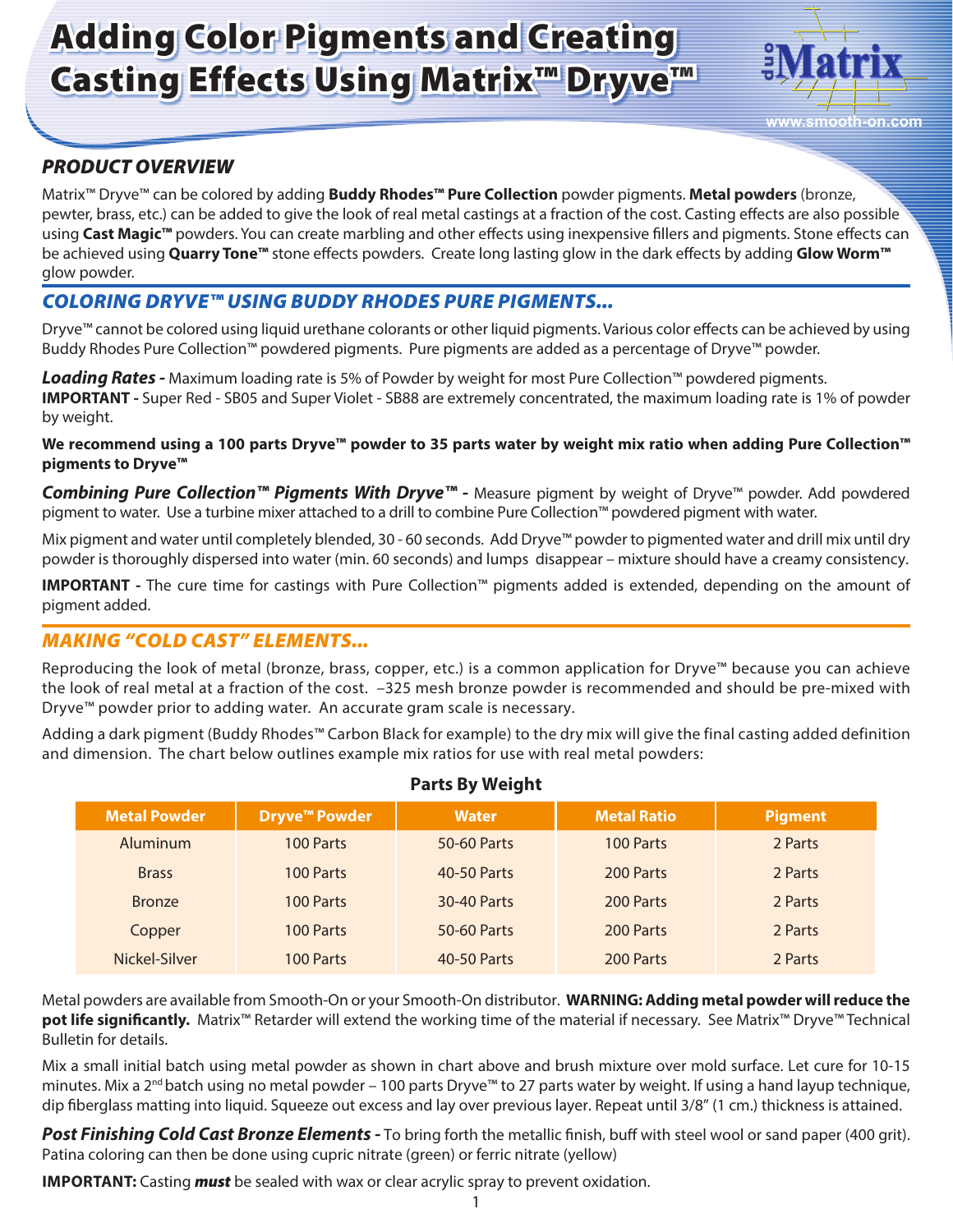# Adding Color Pigments and Creating Casting Effects Using Matrix™ Dryve™

## PRODUCT OVERVIEW

Matrix™ Dryve™ can be colored by adding **Buddy Rhodes™ Pure Collection** powder pigments. **Metal powders** (bronze, pewter, brass, etc.) can be added to give the look of real metal castings at a fraction of the cost. Casting effects are also possible using **Cast Magic™** powders. You can create marbling and other effects using inexpensive fillers and pigments. Stone effects can be achieved using **Quarry Tone™** stone effects powders. Create long lasting glow in the dark effects by adding **Glow Worm™** glow powder.

## COLORING DRYVE™ USING BUDDY RHODES PURE PIGMENTS...

Dryve™ cannot be colored using liquid urethane colorants or other liquid pigments. Various color effects can be achieved by using Buddy Rhodes Pure Collection™ powdered pigments. Pure pigments are added as a percentage of Dryve™ powder.

***Loading Rates -*** Maximum loading rate is 5% of Powder by weight for most Pure Collection™ powdered pigments.
**IMPORTANT -** Super Red - SB05 and Super Violet - SB88 are extremely concentrated, the maximum loading rate is 1% of powder by weight.

**We recommend using a 100 parts Dryve™ powder to 35 parts water by weight mix ratio when adding Pure Collection™ pigments to Dryve™**

***Combining Pure Collection™ Pigments With Dryve™ -*** Measure pigment by weight of Dryve™ powder. Add powdered pigment to water. Use a turbine mixer attached to a drill to combine Pure Collection™ powdered pigment with water.

Mix pigment and water until completely blended, 30 - 60 seconds. Add Dryve™ powder to pigmented water and drill mix until dry powder is thoroughly dispersed into water (min. 60 seconds) and lumps disappear – mixture should have a creamy consistency.

**IMPORTANT -** The cure time for castings with Pure Collection™ pigments added is extended, depending on the amount of pigment added.

## MAKING "COLD CAST" ELEMENTS...

Reproducing the look of metal (bronze, brass, copper, etc.) is a common application for Dryve™ because you can achieve the look of real metal at a fraction of the cost. –325 mesh bronze powder is recommended and should be pre-mixed with Dryve™ powder prior to adding water. An accurate gram scale is necessary.

Adding a dark pigment (Buddy Rhodes™ Carbon Black for example) to the dry mix will give the final casting added definition and dimension. The chart below outlines example mix ratios for use with real metal powders:

**Parts By Weight**

| Metal Powder | Dryve™ Powder | Water | Metal Ratio | Pigment |
|---|---|---|---|---|
| Aluminum | 100 Parts | 50-60 Parts | 100 Parts | 2 Parts |
| Brass | 100 Parts | 40-50 Parts | 200 Parts | 2 Parts |
| Bronze | 100 Parts | 30-40 Parts | 200 Parts | 2 Parts |
| Copper | 100 Parts | 50-60 Parts | 200 Parts | 2 Parts |
| Nickel-Silver | 100 Parts | 40-50 Parts | 200 Parts | 2 Parts |

Metal powders are available from Smooth-On or your Smooth-On distributor. **WARNING: Adding metal powder will reduce the pot life significantly.** Matrix™ Retarder will extend the working time of the material if necessary. See Matrix™ Dryve™ Technical Bulletin for details.

Mix a small initial batch using metal powder as shown in chart above and brush mixture over mold surface. Let cure for 10-15 minutes. Mix a 2nd batch using no metal powder – 100 parts Dryve™ to 27 parts water by weight. If using a hand layup technique, dip fiberglass matting into liquid. Squeeze out excess and lay over previous layer. Repeat until 3/8" (1 cm.) thickness is attained.

***Post Finishing Cold Cast Bronze Elements -*** To bring forth the metallic finish, buff with steel wool or sand paper (400 grit). Patina coloring can then be done using cupric nitrate (green) or ferric nitrate (yellow)

**IMPORTANT:** Casting ***must*** be sealed with wax or clear acrylic spray to prevent oxidation.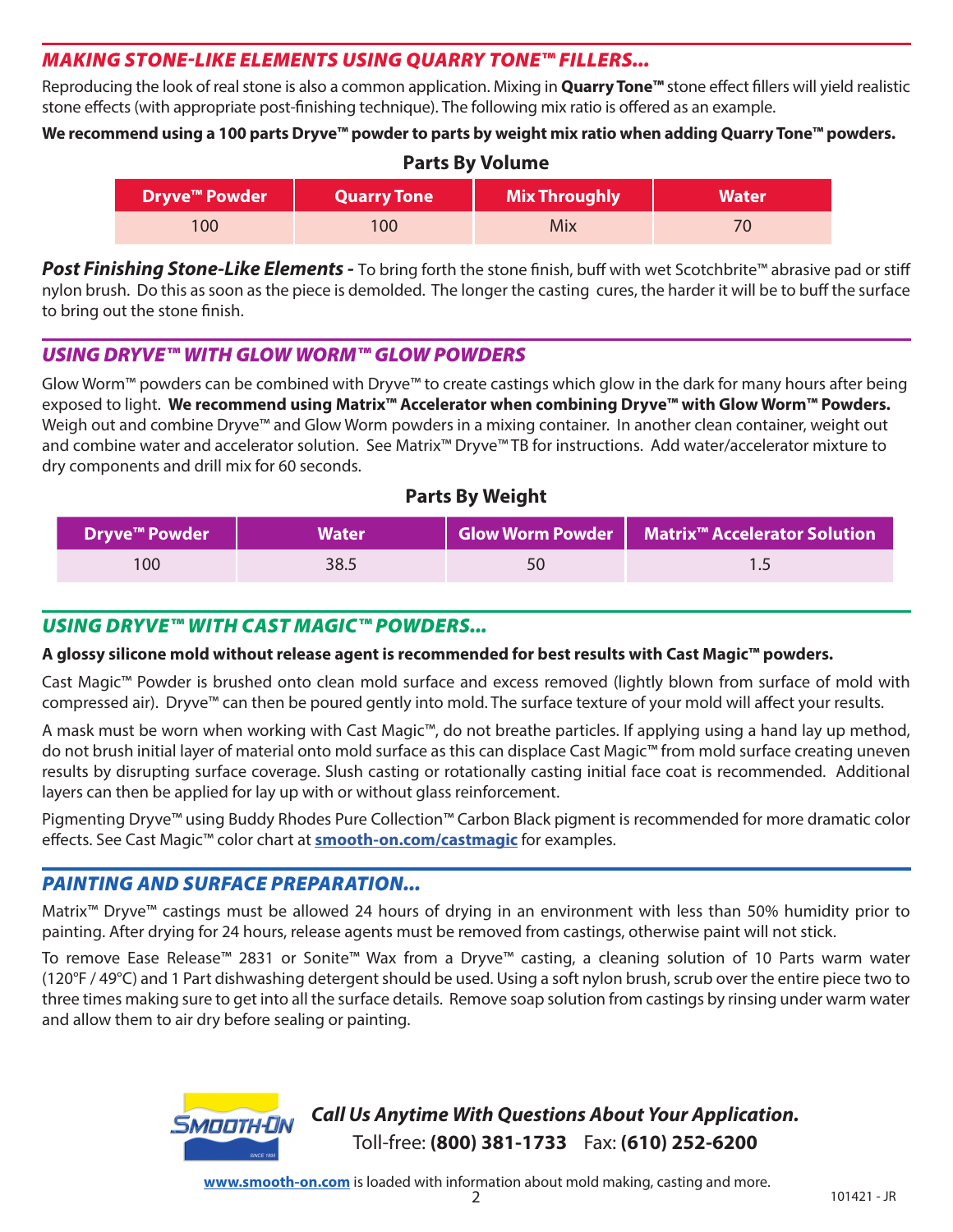## *MAKING STONE-LIKE ELEMENTS USING QUARRY TONE™ FILLERS...*

Reproducing the look of real stone is also a common application. Mixing in **Quarry Tone™** stone effect fillers will yield realistic stone effects (with appropriate post-finishing technique). The following mix ratio is offered as an example.

**We recommend using a 100 parts Dryve™ powder to parts by weight mix ratio when adding Quarry Tone™ powders.**

**Parts By Volume**

| Dryve™ Powder | Quarry Tone | Mix Throughly | Water |
|---|---|---|---|
| 100 | 100 | Mix | 70 |

***Post Finishing Stone-Like Elements -*** To bring forth the stone finish, buff with wet Scotchbrite™ abrasive pad or stiff nylon brush. Do this as soon as the piece is demolded. The longer the casting cures, the harder it will be to buff the surface to bring out the stone finish.

## *USING DRYVE™ WITH GLOW WORM™ GLOW POWDERS*

Glow Worm™ powders can be combined with Dryve™ to create castings which glow in the dark for many hours after being exposed to light. **We recommend using Matrix™ Accelerator when combining Dryve™ with Glow Worm™ Powders.** Weigh out and combine Dryve™ and Glow Worm powders in a mixing container. In another clean container, weight out and combine water and accelerator solution. See Matrix™ Dryve™ TB for instructions. Add water/accelerator mixture to dry components and drill mix for 60 seconds.

**Parts By Weight**

| Dryve™ Powder | Water | Glow Worm Powder | Matrix™ Accelerator Solution |
|---|---|---|---|
| 100 | 38.5 | 50 | 1.5 |

## *USING DRYVE™ WITH CAST MAGIC™ POWDERS...*

**A glossy silicone mold without release agent is recommended for best results with Cast Magic™ powders.**

Cast Magic™ Powder is brushed onto clean mold surface and excess removed (lightly blown from surface of mold with compressed air). Dryve™ can then be poured gently into mold. The surface texture of your mold will affect your results.

A mask must be worn when working with Cast Magic™, do not breathe particles. If applying using a hand lay up method, do not brush initial layer of material onto mold surface as this can displace Cast Magic™ from mold surface creating uneven results by disrupting surface coverage. Slush casting or rotationally casting initial face coat is recommended. Additional layers can then be applied for lay up with or without glass reinforcement.

Pigmenting Dryve™ using Buddy Rhodes Pure Collection™ Carbon Black pigment is recommended for more dramatic color effects. See Cast Magic™ color chart at **smooth-on.com/castmagic** for examples.

## *PAINTING AND SURFACE PREPARATION...*

Matrix™ Dryve™ castings must be allowed 24 hours of drying in an environment with less than 50% humidity prior to painting. After drying for 24 hours, release agents must be removed from castings, otherwise paint will not stick.

To remove Ease Release™ 2831 or Sonite™ Wax from a Dryve™ casting, a cleaning solution of 10 Parts warm water (120°F / 49°C) and 1 Part dishwashing detergent should be used. Using a soft nylon brush, scrub over the entire piece two to three times making sure to get into all the surface details. Remove soap solution from castings by rinsing under warm water and allow them to air dry before sealing or painting.

***Call Us Anytime With Questions About Your Application.***

Toll-free: **(800) 381-1733** Fax: **(610) 252-6200**

**www.smooth-on.com** is loaded with information about mold making, casting and more.

101421 - JR